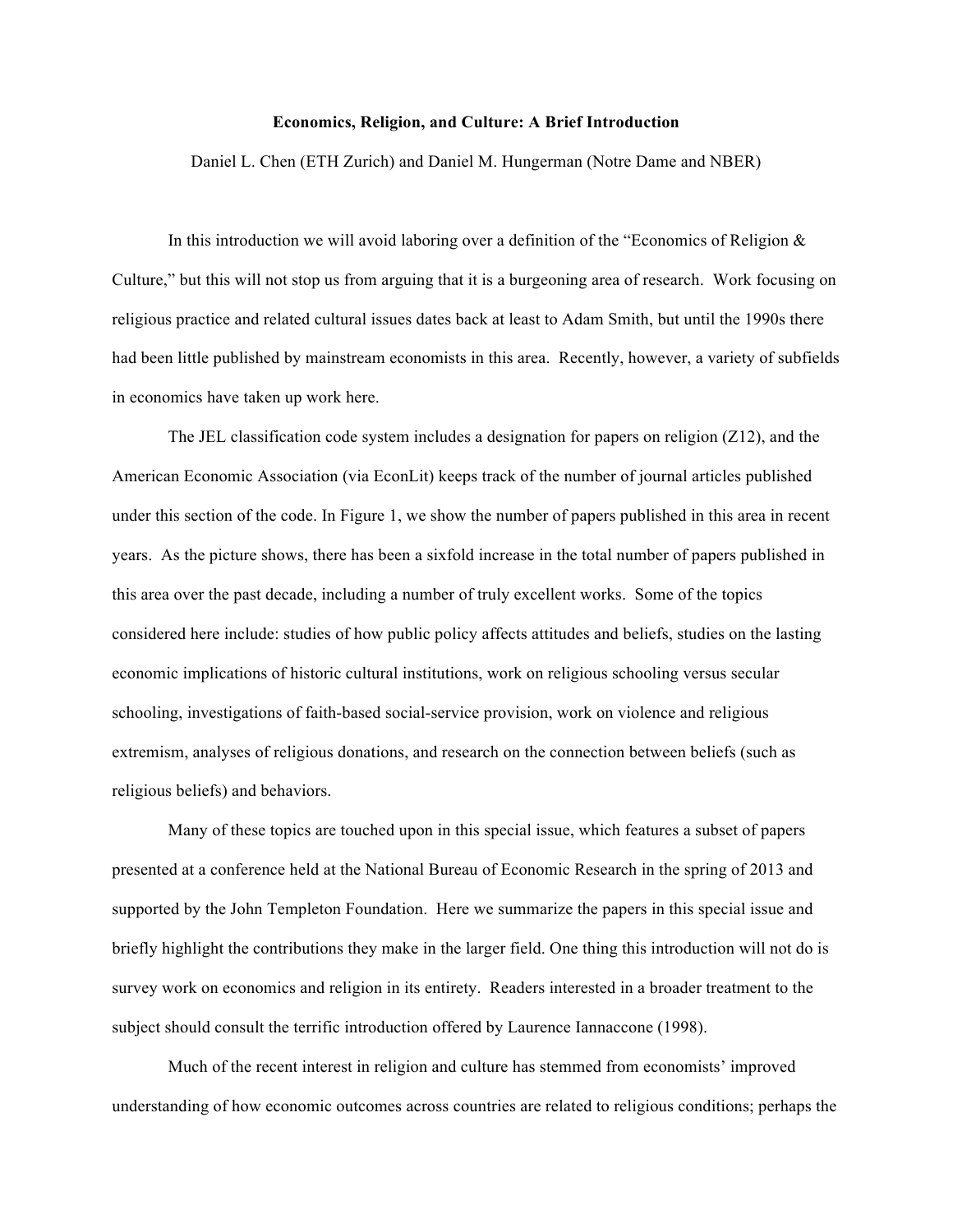**Economics, Religion, and Culture: A Brief Introduction**

Daniel L. Chen (ETH Zurich) and Daniel M. Hungerman (Notre Dame and NBER)

In this introduction we will avoid laboring over a definition of the "Economics of Religion & Culture," but this will not stop us from arguing that it is a burgeoning area of research. Work focusing on religious practice and related cultural issues dates back at least to Adam Smith, but until the 1990s there had been little published by mainstream economists in this area. Recently, however, a variety of subfields in economics have taken up work here.

The JEL classification code system includes a designation for papers on religion (Z12), and the American Economic Association (via EconLit) keeps track of the number of journal articles published under this section of the code. In Figure 1, we show the number of papers published in this area in recent years. As the picture shows, there has been a sixfold increase in the total number of papers published in this area over the past decade, including a number of truly excellent works. Some of the topics considered here include: studies of how public policy affects attitudes and beliefs, studies on the lasting economic implications of historic cultural institutions, work on religious schooling versus secular schooling, investigations of faith-based social-service provision, work on violence and religious extremism, analyses of religious donations, and research on the connection between beliefs (such as religious beliefs) and behaviors.

Many of these topics are touched upon in this special issue, which features a subset of papers presented at a conference held at the National Bureau of Economic Research in the spring of 2013 and supported by the John Templeton Foundation. Here we summarize the papers in this special issue and briefly highlight the contributions they make in the larger field. One thing this introduction will not do is survey work on economics and religion in its entirety. Readers interested in a broader treatment to the subject should consult the terrific introduction offered by Laurence Iannaccone (1998).

Much of the recent interest in religion and culture has stemmed from economists' improved understanding of how economic outcomes across countries are related to religious conditions; perhaps the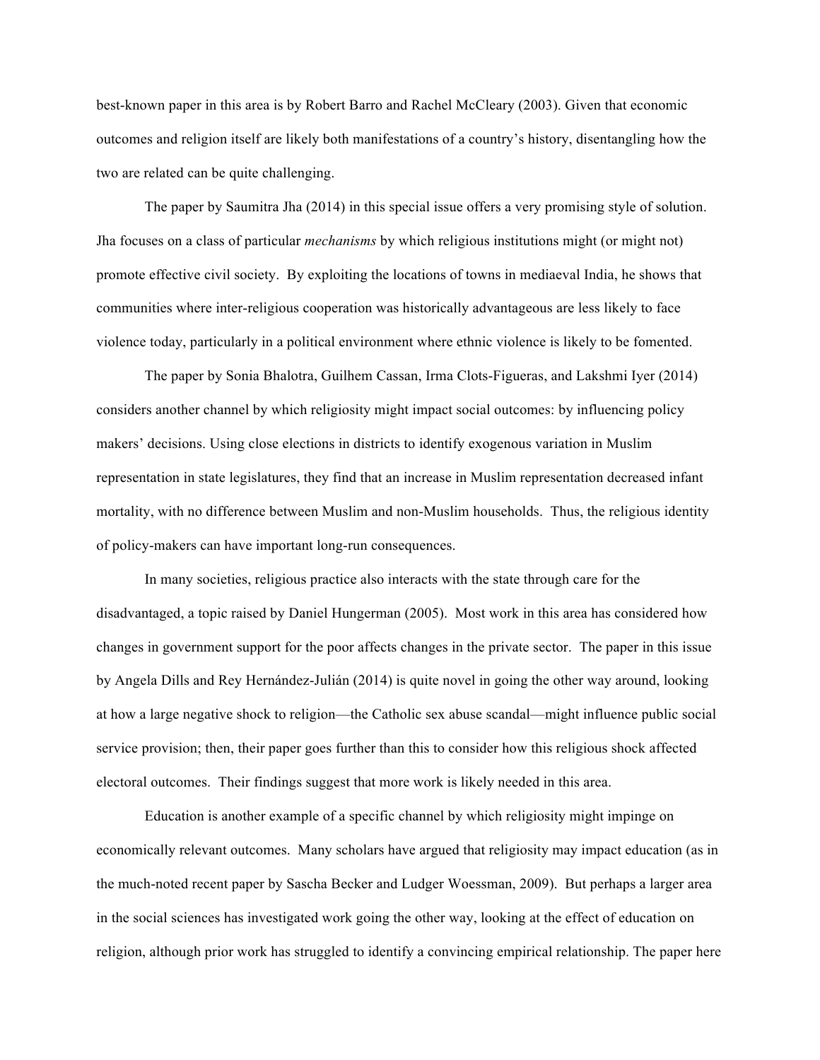best-known paper in this area is by Robert Barro and Rachel McCleary (2003). Given that economic outcomes and religion itself are likely both manifestations of a country's history, disentangling how the two are related can be quite challenging.

The paper by Saumitra Jha (2014) in this special issue offers a very promising style of solution. Jha focuses on a class of particular *mechanisms* by which religious institutions might (or might not) promote effective civil society. By exploiting the locations of towns in mediaeval India, he shows that communities where inter-religious cooperation was historically advantageous are less likely to face violence today, particularly in a political environment where ethnic violence is likely to be fomented.

The paper by Sonia Bhalotra, Guilhem Cassan, Irma Clots-Figueras, and Lakshmi Iyer (2014) considers another channel by which religiosity might impact social outcomes: by influencing policy makers' decisions. Using close elections in districts to identify exogenous variation in Muslim representation in state legislatures, they find that an increase in Muslim representation decreased infant mortality, with no difference between Muslim and non-Muslim households. Thus, the religious identity of policy-makers can have important long-run consequences.

In many societies, religious practice also interacts with the state through care for the disadvantaged, a topic raised by Daniel Hungerman (2005). Most work in this area has considered how changes in government support for the poor affects changes in the private sector. The paper in this issue by Angela Dills and Rey Hernández-Julián (2014) is quite novel in going the other way around, looking at how a large negative shock to religion—the Catholic sex abuse scandal—might influence public social service provision; then, their paper goes further than this to consider how this religious shock affected electoral outcomes. Their findings suggest that more work is likely needed in this area.

Education is another example of a specific channel by which religiosity might impinge on economically relevant outcomes. Many scholars have argued that religiosity may impact education (as in the much-noted recent paper by Sascha Becker and Ludger Woessman, 2009). But perhaps a larger area in the social sciences has investigated work going the other way, looking at the effect of education on religion, although prior work has struggled to identify a convincing empirical relationship. The paper here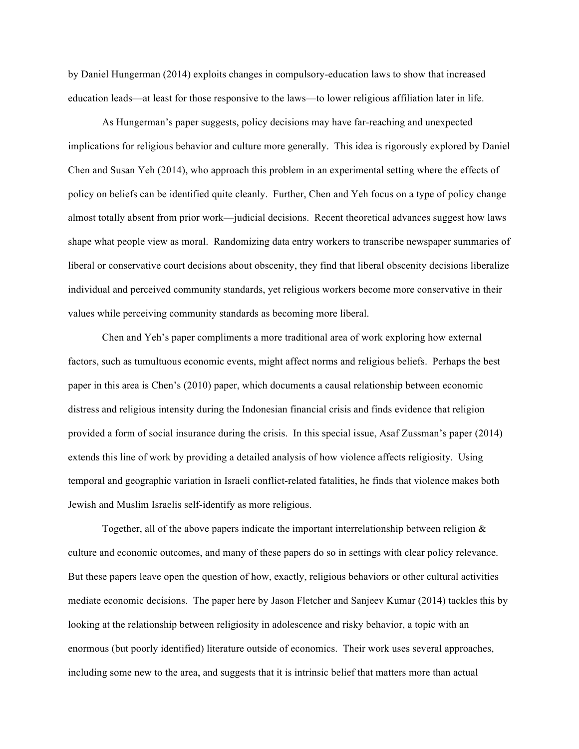by Daniel Hungerman (2014) exploits changes in compulsory-education laws to show that increased education leads—at least for those responsive to the laws—to lower religious affiliation later in life.

As Hungerman's paper suggests, policy decisions may have far-reaching and unexpected implications for religious behavior and culture more generally. This idea is rigorously explored by Daniel Chen and Susan Yeh (2014), who approach this problem in an experimental setting where the effects of policy on beliefs can be identified quite cleanly. Further, Chen and Yeh focus on a type of policy change almost totally absent from prior work—judicial decisions. Recent theoretical advances suggest how laws shape what people view as moral. Randomizing data entry workers to transcribe newspaper summaries of liberal or conservative court decisions about obscenity, they find that liberal obscenity decisions liberalize individual and perceived community standards, yet religious workers become more conservative in their values while perceiving community standards as becoming more liberal.

Chen and Yeh's paper compliments a more traditional area of work exploring how external factors, such as tumultuous economic events, might affect norms and religious beliefs. Perhaps the best paper in this area is Chen's (2010) paper, which documents a causal relationship between economic distress and religious intensity during the Indonesian financial crisis and finds evidence that religion provided a form of social insurance during the crisis. In this special issue, Asaf Zussman's paper (2014) extends this line of work by providing a detailed analysis of how violence affects religiosity. Using temporal and geographic variation in Israeli conflict-related fatalities, he finds that violence makes both Jewish and Muslim Israelis self-identify as more religious.

Together, all of the above papers indicate the important interrelationship between religion & culture and economic outcomes, and many of these papers do so in settings with clear policy relevance. But these papers leave open the question of how, exactly, religious behaviors or other cultural activities mediate economic decisions. The paper here by Jason Fletcher and Sanjeev Kumar (2014) tackles this by looking at the relationship between religiosity in adolescence and risky behavior, a topic with an enormous (but poorly identified) literature outside of economics. Their work uses several approaches, including some new to the area, and suggests that it is intrinsic belief that matters more than actual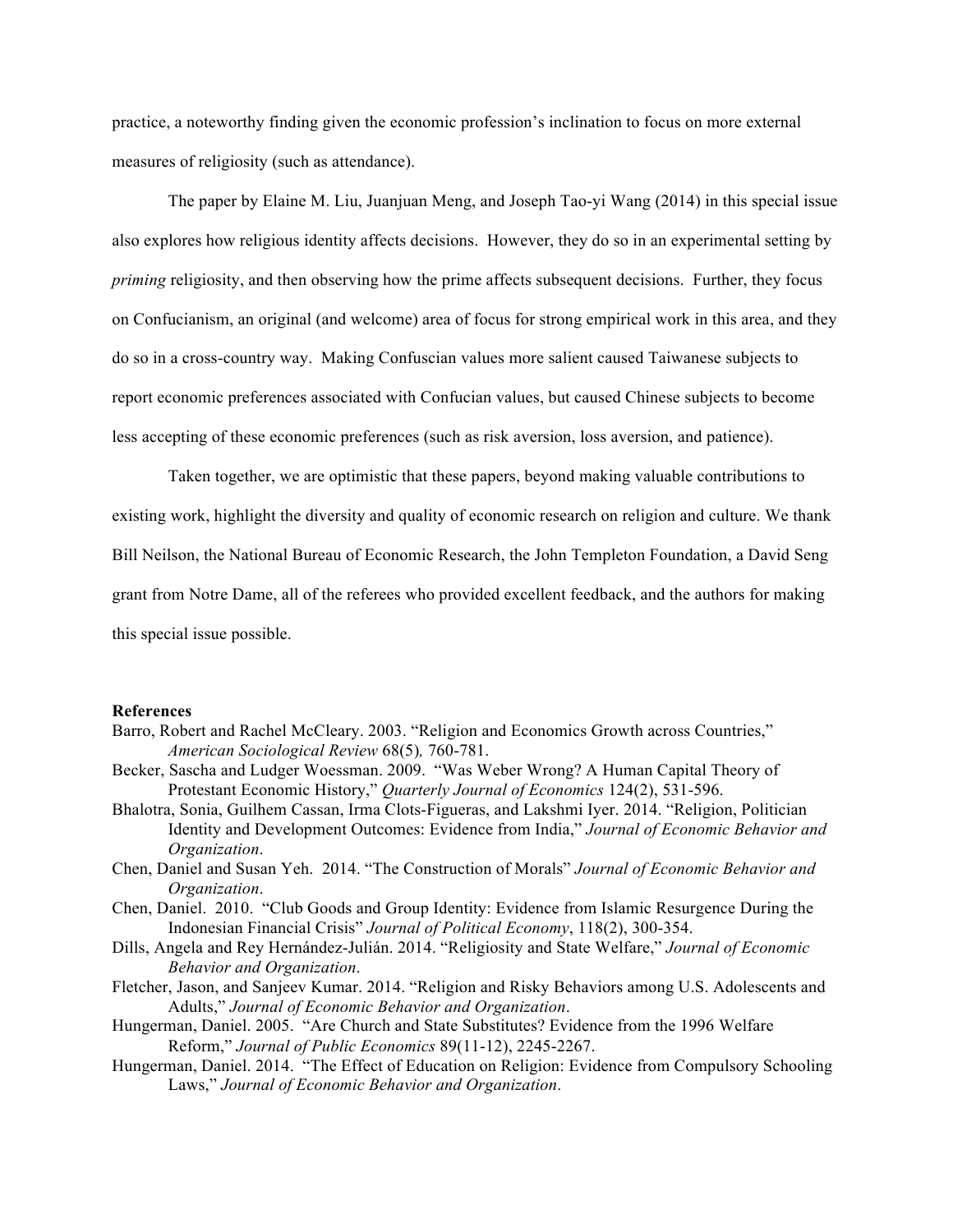practice, a noteworthy finding given the economic profession's inclination to focus on more external measures of religiosity (such as attendance).

The paper by Elaine M. Liu, Juanjuan Meng, and Joseph Tao-yi Wang (2014) in this special issue also explores how religious identity affects decisions. However, they do so in an experimental setting by *priming* religiosity, and then observing how the prime affects subsequent decisions. Further, they focus on Confucianism, an original (and welcome) area of focus for strong empirical work in this area, and they do so in a cross-country way. Making Confuscian values more salient caused Taiwanese subjects to report economic preferences associated with Confucian values, but caused Chinese subjects to become less accepting of these economic preferences (such as risk aversion, loss aversion, and patience).

Taken together, we are optimistic that these papers, beyond making valuable contributions to existing work, highlight the diversity and quality of economic research on religion and culture. We thank Bill Neilson, the National Bureau of Economic Research, the John Templeton Foundation, a David Seng grant from Notre Dame, all of the referees who provided excellent feedback, and the authors for making this special issue possible.

**References**

Barro, Robert and Rachel McCleary. 2003. "Religion and Economics Growth across Countries," *American Sociological Review* 68(5)*,* 760-781.

Becker, Sascha and Ludger Woessman. 2009. "Was Weber Wrong? A Human Capital Theory of Protestant Economic History," *Quarterly Journal of Economics* 124(2), 531-596.

Bhalotra, Sonia, Guilhem Cassan, Irma Clots-Figueras, and Lakshmi Iyer. 2014. "Religion, Politician Identity and Development Outcomes: Evidence from India," *Journal of Economic Behavior and Organization*.

Chen, Daniel and Susan Yeh. 2014. "The Construction of Morals" *Journal of Economic Behavior and Organization*.

Chen, Daniel. 2010. "Club Goods and Group Identity: Evidence from Islamic Resurgence During the Indonesian Financial Crisis" *Journal of Political Economy*, 118(2), 300-354.

Dills, Angela and Rey Hernández-Julián. 2014. "Religiosity and State Welfare," *Journal of Economic Behavior and Organization*.

Fletcher, Jason, and Sanjeev Kumar. 2014. "Religion and Risky Behaviors among U.S. Adolescents and Adults," *Journal of Economic Behavior and Organization*.

Hungerman, Daniel. 2005. "Are Church and State Substitutes? Evidence from the 1996 Welfare Reform," *Journal of Public Economics* 89(11-12), 2245-2267.

Hungerman, Daniel. 2014. "The Effect of Education on Religion: Evidence from Compulsory Schooling Laws," *Journal of Economic Behavior and Organization*.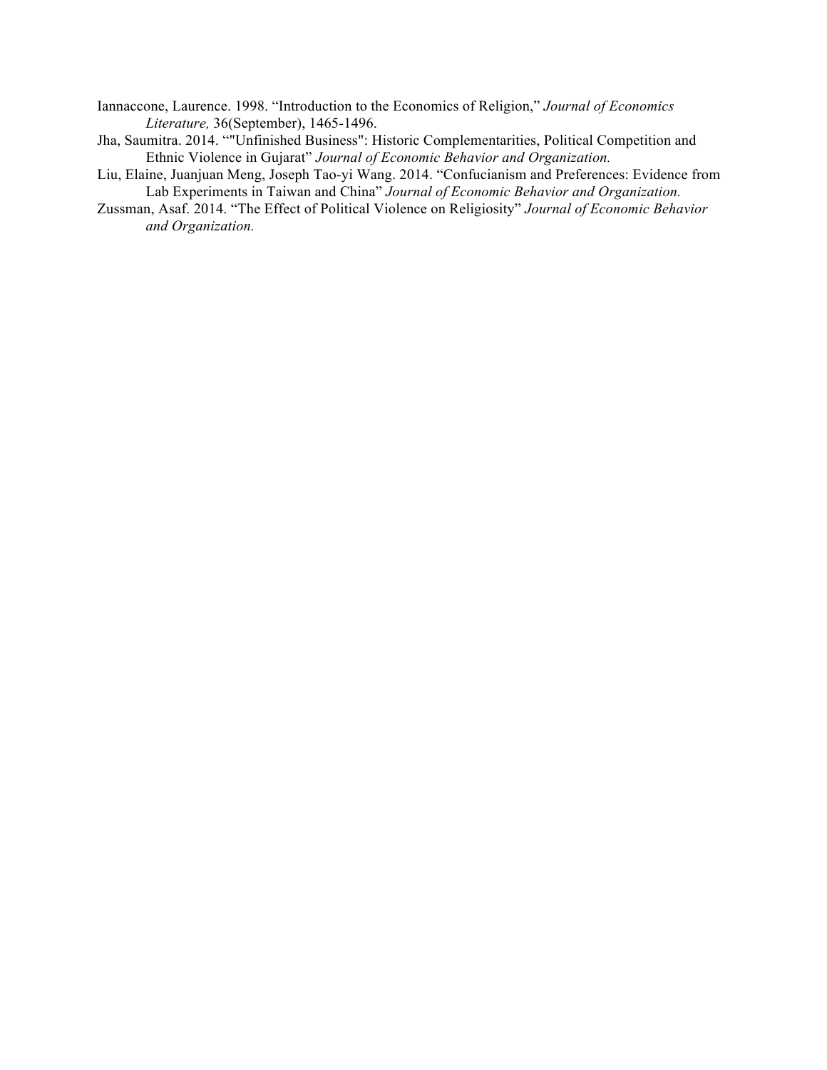Iannaccone, Laurence. 1998. “Introduction to the Economics of Religion,” *Journal of Economics Literature,* 36(September), 1465-1496.

Jha, Saumitra. 2014. “"Unfinished Business": Historic Complementarities, Political Competition and Ethnic Violence in Gujarat” *Journal of Economic Behavior and Organization.*

Liu, Elaine, Juanjuan Meng, Joseph Tao-yi Wang. 2014. “Confucianism and Preferences: Evidence from Lab Experiments in Taiwan and China” *Journal of Economic Behavior and Organization.*

Zussman, Asaf. 2014. “The Effect of Political Violence on Religiosity” *Journal of Economic Behavior and Organization.*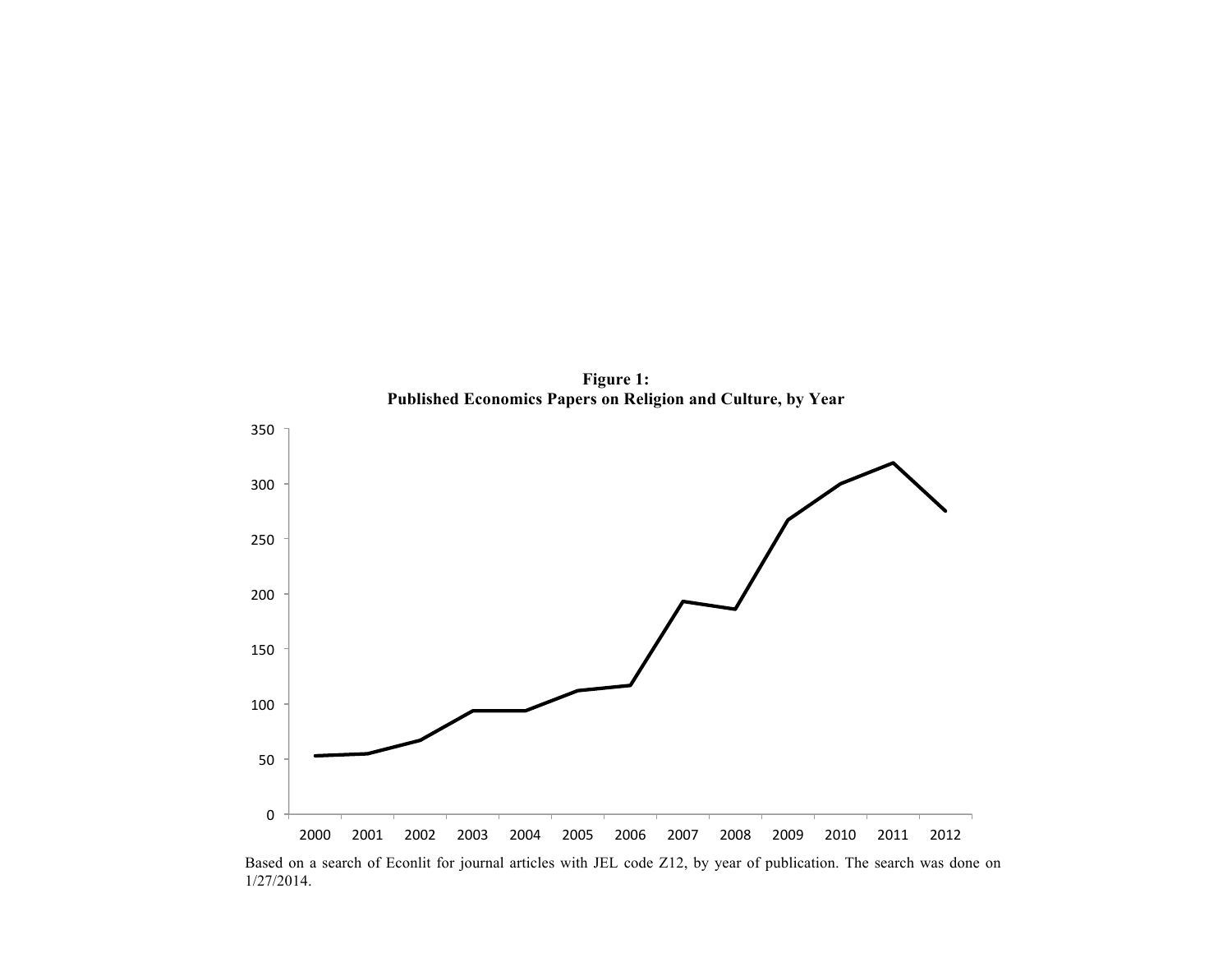**Figure 1:**
**Published Economics Papers on Religion and Culture, by Year**

350
300
250
200
150
100
50
0

2000 2001 2002 2003 2004 2005 2006 2007 2008 2009 2010 2011 2012

Based on a search of Econlit for journal articles with JEL code Z12, by year of publication. The search was done on 1/27/2014.